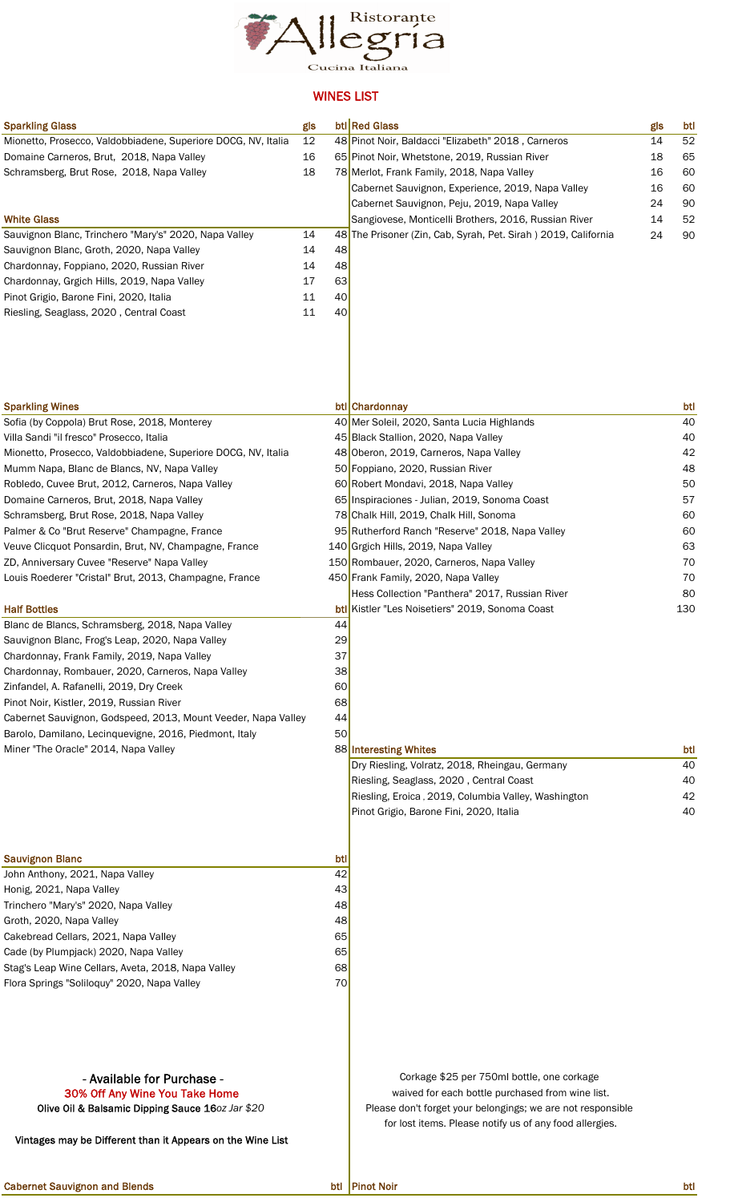# Ristorante Allegria

Cucina Italiana

## WINES LIST

| Sparkling Glass | gls | btl |
| --- | --- | --- |
| Mionetto, Prosecco, Valdobbiadene, Superiore DOCG, NV, Italia | 12 | 48 |
| Domaine Carneros, Brut, 2018, Napa Valley | 16 | 65 |
| Schramsberg, Brut Rose, 2018, Napa Valley | 18 | 78 |

| White Glass | gls | btl |
| --- | --- | --- |
| Sauvignon Blanc, Trinchero "Mary's" 2020, Napa Valley | 14 | 48 |
| Sauvignon Blanc, Groth, 2020, Napa Valley | 14 | 48 |
| Chardonnay, Foppiano, 2020, Russian River | 14 | 48 |
| Chardonnay, Grgich Hills, 2019, Napa Valley | 17 | 63 |
| Pinot Grigio, Barone Fini, 2020, Italia | 11 | 40 |
| Riesling, Seaglass, 2020 , Central Coast | 11 | 40 |

| Red Glass | gls | btl |
| --- | --- | --- |
| Pinot Noir, Baldacci "Elizabeth" 2018 , Carneros | 14 | 52 |
| Pinot Noir, Whetstone, 2019, Russian River | 18 | 65 |
| Merlot, Frank Family, 2018, Napa Valley | 16 | 60 |
| Cabernet Sauvignon, Experience, 2019, Napa Valley | 16 | 60 |
| Cabernet Sauvignon, Peju, 2019, Napa Valley | 24 | 90 |
| Sangiovese, Monticelli Brothers, 2016, Russian River | 14 | 52 |
| The Prisoner (Zin, Cab, Syrah, Pet. Sirah ) 2019, California | 24 | 90 |

| Sparkling Wines | btl |
| --- | --- |
| Sofia (by Coppola) Brut Rose, 2018, Monterey | 40 |
| Villa Sandi "il fresco" Prosecco, Italia | 45 |
| Mionetto, Prosecco, Valdobbiadene, Superiore DOCG, NV, Italia | 48 |
| Mumm Napa, Blanc de Blancs, NV, Napa Valley | 50 |
| Robledo, Cuvee Brut, 2012, Carneros, Napa Valley | 60 |
| Domaine Carneros, Brut, 2018, Napa Valley | 65 |
| Schramsberg, Brut Rose, 2018, Napa Valley | 78 |
| Palmer & Co "Brut Reserve" Champagne, France | 95 |
| Veuve Clicquot Ponsardin, Brut, NV, Champagne, France | 140 |
| ZD, Anniversary Cuvee "Reserve" Napa Valley | 150 |
| Louis Roederer "Cristal" Brut, 2013, Champagne, France | 450 |

| Half Bottles | btl |
| --- | --- |
| Blanc de Blancs, Schramsberg, 2018, Napa Valley | 44 |
| Sauvignon Blanc, Frog's Leap, 2020, Napa Valley | 29 |
| Chardonnay, Frank Family, 2019, Napa Valley | 37 |
| Chardonnay, Rombauer, 2020, Carneros, Napa Valley | 38 |
| Zinfandel, A. Rafanelli, 2019, Dry Creek | 60 |
| Pinot Noir, Kistler, 2019, Russian River | 68 |
| Cabernet Sauvignon, Godspeed, 2013, Mount Veeder, Napa Valley | 44 |
| Barolo, Damilano, Lecinquevigne, 2016, Piedmont, Italy | 50 |
| Miner "The Oracle" 2014, Napa Valley | 88 |

| Chardonnay | btl |
| --- | --- |
| Mer Soleil, 2020, Santa Lucia Highlands | 40 |
| Black Stallion, 2020, Napa Valley | 40 |
| Oberon, 2019, Carneros, Napa Valley | 42 |
| Foppiano, 2020, Russian River | 48 |
| Robert Mondavi, 2018, Napa Valley | 50 |
| Inspiraciones - Julian, 2019, Sonoma Coast | 57 |
| Chalk Hill, 2019, Chalk Hill, Sonoma | 60 |
| Rutherford Ranch "Reserve" 2018, Napa Valley | 60 |
| Grgich Hills, 2019, Napa Valley | 63 |
| Rombauer, 2020, Carneros, Napa Valley | 70 |
| Frank Family, 2020, Napa Valley | 70 |
| Hess Collection "Panthera" 2017, Russian River | 80 |
| Kistler "Les Noisetiers" 2019, Sonoma Coast | 130 |

| Interesting Whites | btl |
| --- | --- |
| Dry Riesling, Volratz, 2018, Rheingau, Germany | 40 |
| Riesling, Seaglass, 2020 , Central Coast | 40 |
| Riesling, Eroica , 2019, Columbia Valley, Washington | 42 |
| Pinot Grigio, Barone Fini, 2020, Italia | 40 |

| Sauvignon Blanc | btl |
| --- | --- |
| John Anthony, 2021, Napa Valley | 42 |
| Honig, 2021, Napa Valley | 43 |
| Trinchero "Mary's" 2020, Napa Valley | 48 |
| Groth, 2020, Napa Valley | 48 |
| Cakebread Cellars, 2021, Napa Valley | 65 |
| Cade (by Plumpjack) 2020, Napa Valley | 65 |
| Stag's Leap Wine Cellars, Aveta, 2018, Napa Valley | 68 |
| Flora Springs "Soliloquy" 2020, Napa Valley | 70 |

- Available for Purchase -

**30% Off Any Wine You Take Home**

**Olive Oil & Balsamic Dipping Sauce 16*oz Jar $20***

**Vintages may be Different than it Appears on the Wine List**

Corkage $25 per 750ml bottle, one corkage waived for each bottle purchased from wine list.
Please don't forget your belongings; we are not responsible for lost items. Please notify us of any food allergies.

| Cabernet Sauvignon and Blends | btl |
| --- | --- |

| Pinot Noir | btl |
| --- | --- |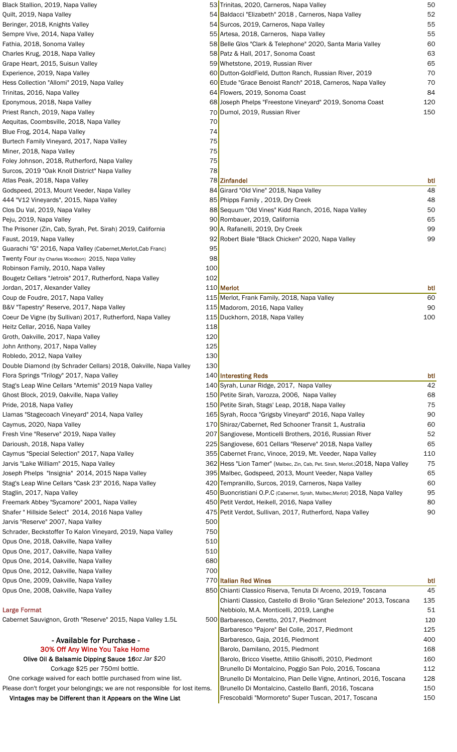| | |
|---|---|
| Black Stallion, 2019, Napa Valley | 53 |
| Quilt, 2019, Napa Valley | 54 |
| Beringer, 2018, Knights Valley | 54 |
| Sempre Vive, 2014, Napa Valley | 55 |
| Fathia, 2018, Sonoma Valley | 58 |
| Charles Krug, 2018, Napa Valley | 58 |
| Grape Heart, 2015, Suisun Valley | 59 |
| Experience, 2019, Napa Valley | 60 |
| Hess Collection "Allomi" 2019, Napa Valley | 60 |
| Trinitas, 2016, Napa Valley | 64 |
| Eponymous, 2018, Napa Valley | 68 |
| Priest Ranch, 2019, Napa Valley | 70 |
| Aequitas, Coombsville, 2018, Napa Valley | 70 |
| Blue Frog, 2014, Napa Valley | 74 |
| Burtech Family Vineyard, 2017, Napa Valley | 75 |
| Miner, 2018, Napa Valley | 75 |
| Foley Johnson, 2018, Rutherford, Napa Valley | 75 |
| Surcos, 2019 "Oak Knoll District" Napa Valley | 78 |
| Atlas Peak, 2018, Napa Valley | 78 |
| Godspeed, 2013, Mount Veeder, Napa Valley | 84 |
| 444 "V12 Vineyards", 2015, Napa Valley | 85 |
| Clos Du Val, 2019, Napa Valley | 88 |
| Peju, 2019, Napa Valley | 90 |
| The Prisoner (Zin, Cab, Syrah, Pet. Sirah) 2019, California | 90 |
| Faust, 2019, Napa Valley | 92 |
| Guarachi "G" 2016, Napa Valley (Cabernet,Merlot,Cab Franc) | 95 |
| Twenty Four (by Charles Woodson) 2015, Napa Valley | 98 |
| Robinson Family, 2010, Napa Valley | 100 |
| Bougetz Cellars "Jetrois" 2017, Rutherford, Napa Valley | 102 |
| Jordan, 2017, Alexander Valley | 110 |
| Coup de Foudre, 2017, Napa Valley | 115 |
| B&V "Tapestry" Reserve, 2017, Napa Valley | 115 |
| Coeur De Vigne (by Sullivan) 2017, Rutherford, Napa Valley | 115 |
| Heitz Cellar, 2016, Napa Valley | 118 |
| Groth, Oakville, 2017, Napa Valley | 120 |
| John Anthony, 2017, Napa Valley | 125 |
| Robledo, 2012, Napa Valley | 130 |
| Double Diamond (by Schrader Cellars) 2018, Oakville, Napa Valley | 130 |
| Flora Springs "Trilogy" 2017, Napa Valley | 140 |
| Stag's Leap Wine Cellars "Artemis" 2019 Napa Valley | 140 |
| Ghost Block, 2019, Oakville, Napa Valley | 150 |
| Pride, 2018, Napa Valley | 150 |
| Llamas "Stagecoach Vineyard" 2014, Napa Valley | 165 |
| Caymus, 2020, Napa Valley | 170 |
| Fresh Vine "Reserve" 2019, Napa Valley | 207 |
| Darioush, 2018, Napa Valley | 225 |
| Caymus "Special Selection" 2017, Napa Valley | 355 |
| Jarvis "Lake William" 2015, Napa Valley | 362 |
| Joseph Phelps "Insignia" 2014, 2015 Napa Valley | 395 |
| Stag's Leap Wine Cellars "Cask 23" 2016, Napa Valley | 420 |
| Staglin, 2017, Napa Valley | 450 |
| Freemark Abbey "Sycamore" 2001, Napa Valley | 450 |
| Shafer " Hillside Select" 2014, 2016 Napa Valley | 475 |
| Jarvis "Reserve" 2007, Napa Valley | 500 |
| Schrader, Beckstoffer To Kalon Vineyard, 2019, Napa Valley | 750 |
| Opus One, 2018, Oakville, Napa Valley | 510 |
| Opus One, 2017, Oakville, Napa Valley | 510 |
| Opus One, 2014, Oakville, Napa Valley | 680 |
| Opus One, 2012, Oakville, Napa Valley | 700 |
| Opus One, 2009, Oakville, Napa Valley | 770 |
| Opus One, 2008, Oakville, Napa Valley | 850 |

## Large Format

| | |
|---|---|
| Cabernet Sauvignon, Groth "Reserve" 2015, Napa Valley 1.5L | 500 |

**- Available for Purchase -**

**30% Off Any Wine You Take Home**

**Olive Oil & Balsamic Dipping Sauce 16***oz Jar $20*

Corkage $25 per 750ml bottle.

One corkage waived for each bottle purchased from wine list.

Please don't forget your belongings; we are not responsible for lost items.

**Vintages may be Different than it Appears on the Wine List**

| | |
|---|---|
| Trinitas, 2020, Carneros, Napa Valley | 50 |
| Baldacci "Elizabeth" 2018 , Carneros, Napa Valley | 52 |
| Surcos, 2019, Carneros, Napa Valley | 55 |
| Artesa, 2018, Carneros, Napa Valley | 55 |
| Belle Glos "Clark & Telephone" 2020, Santa Maria Valley | 60 |
| Patz & Hall, 2017, Sonoma Coast | 63 |
| Whetstone, 2019, Russian River | 65 |
| Dutton-GoldField, Dutton Ranch, Russian River, 2019 | 70 |
| Etude "Grace Benoist Ranch" 2018, Carneros, Napa Valley | 70 |
| Flowers, 2019, Sonoma Coast | 84 |
| Joseph Phelps "Freestone Vineyard" 2019, Sonoma Coast | 120 |
| Dumol, 2019, Russian River | 150 |

## Zinfandel

| | btl |
|---|---|
| Girard "Old Vine" 2018, Napa Valley | 48 |
| Phipps Family , 2019, Dry Creek | 48 |
| Sequum "Old Vines" Kidd Ranch, 2016, Napa Valley | 50 |
| Rombauer, 2019, California | 65 |
| A. Rafanelli, 2019, Dry Creek | 99 |
| Robert Biale "Black Chicken" 2020, Napa Valley | 99 |

## Merlot

| | btl |
|---|---|
| Merlot, Frank Family, 2018, Napa Valley | 60 |
| Madorom, 2016, Napa Valley | 90 |
| Duckhorn, 2018, Napa Valley | 100 |

## Interesting Reds

| | btl |
|---|---|
| Syrah, Lunar Ridge, 2017, Napa Valley | 42 |
| Petite Sirah, Varozza, 2006, Napa Valley | 68 |
| Petite Sirah, Stags' Leap, 2018, Napa Valley | 75 |
| Syrah, Rocca "Grigsby Vineyard" 2016, Napa Valley | 90 |
| Shiraz/Cabernet, Red Schooner Transit 1, Australia | 60 |
| Sangiovese, Monticelli Brothers, 2016, Russian River | 52 |
| Sangiovese, 601 Cellars "Reserve" 2018, Napa Valley | 65 |
| Cabernet Franc, Vinoce, 2019, Mt. Veeder, Napa Valley | 110 |
| Hess "Lion Tamer" (Malbec, Zin, Cab, Pet. Sirah, Merlot.)2018, Napa Valley | 75 |
| Malbec, Godspeed, 2013, Mount Veeder, Napa Valley | 65 |
| Tempranillo, Surcos, 2019, Carneros, Napa Valley | 60 |
| Buoncristiani O.P.C (Cabernet, Syrah, Malbec,Merlot) 2018, Napa Valley | 95 |
| Petit Verdot, Heikell, 2016, Napa Valley | 80 |
| Petit Verdot, Sullivan, 2017, Rutherford, Napa Valley | 90 |

## Italian Red Wines

| | btl |
|---|---|
| Chianti Classico Riserva, Tenuta Di Arceno, 2019, Toscana | 45 |
| Chianti Classico, Castello di Brolio "Gran Selezione" 2013, Toscana | 135 |
| Nebbiolo, M.A. Monticelli, 2019, Langhe | 51 |
| Barbaresco, Ceretto, 2017, Piedmont | 120 |
| Barbaresco "Pajore" Bel Colle, 2017, Piedmont | 125 |
| Barbaresco, Gaja, 2016, Piedmont | 400 |
| Barolo, Damilano, 2015, Piedmont | 168 |
| Barolo, Bricco Visette, Attilio Ghisolfi, 2010, Piedmont | 160 |
| Brunello Di Montalcino, Poggio San Polo, 2016, Toscana | 112 |
| Brunello Di Montalcino, Pian Delle Vigne, Antinori, 2016, Toscana | 128 |
| Brunello Di Montalcino, Castello Banfi, 2016, Toscana | 150 |
| Frescobaldi "Mormoreto" Super Tuscan, 2017, Toscana | 150 |